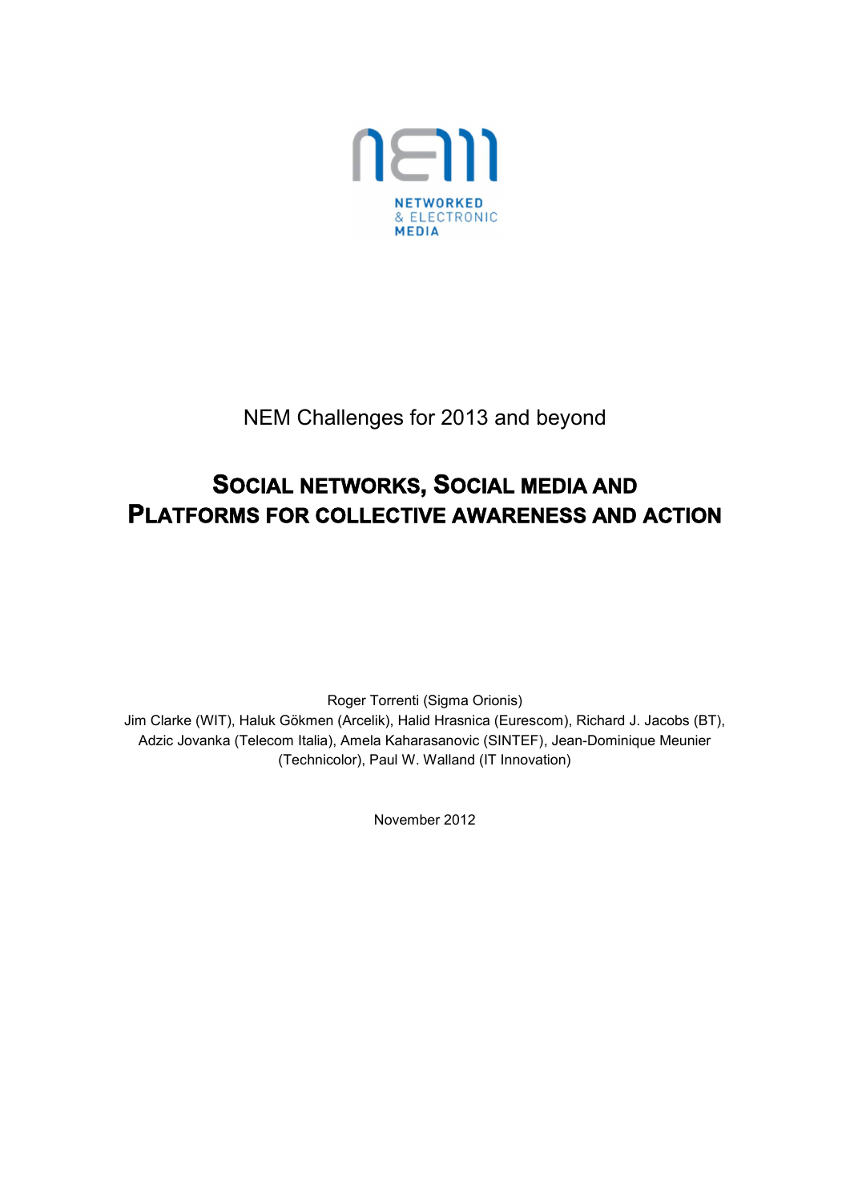NEM Challenges for 2013 and beyond

# SOCIAL NETWORKS, SOCIAL MEDIA AND PLATFORMS FOR COLLECTIVE AWARENESS AND ACTION

Roger Torrenti (Sigma Orionis)
Jim Clarke (WIT), Haluk Gökmen (Arcelik), Halid Hrasnica (Eurescom), Richard J. Jacobs (BT), Adzic Jovanka (Telecom Italia), Amela Kaharasanovic (SINTEF), Jean-Dominique Meunier (Technicolor), Paul W. Walland (IT Innovation)

November 2012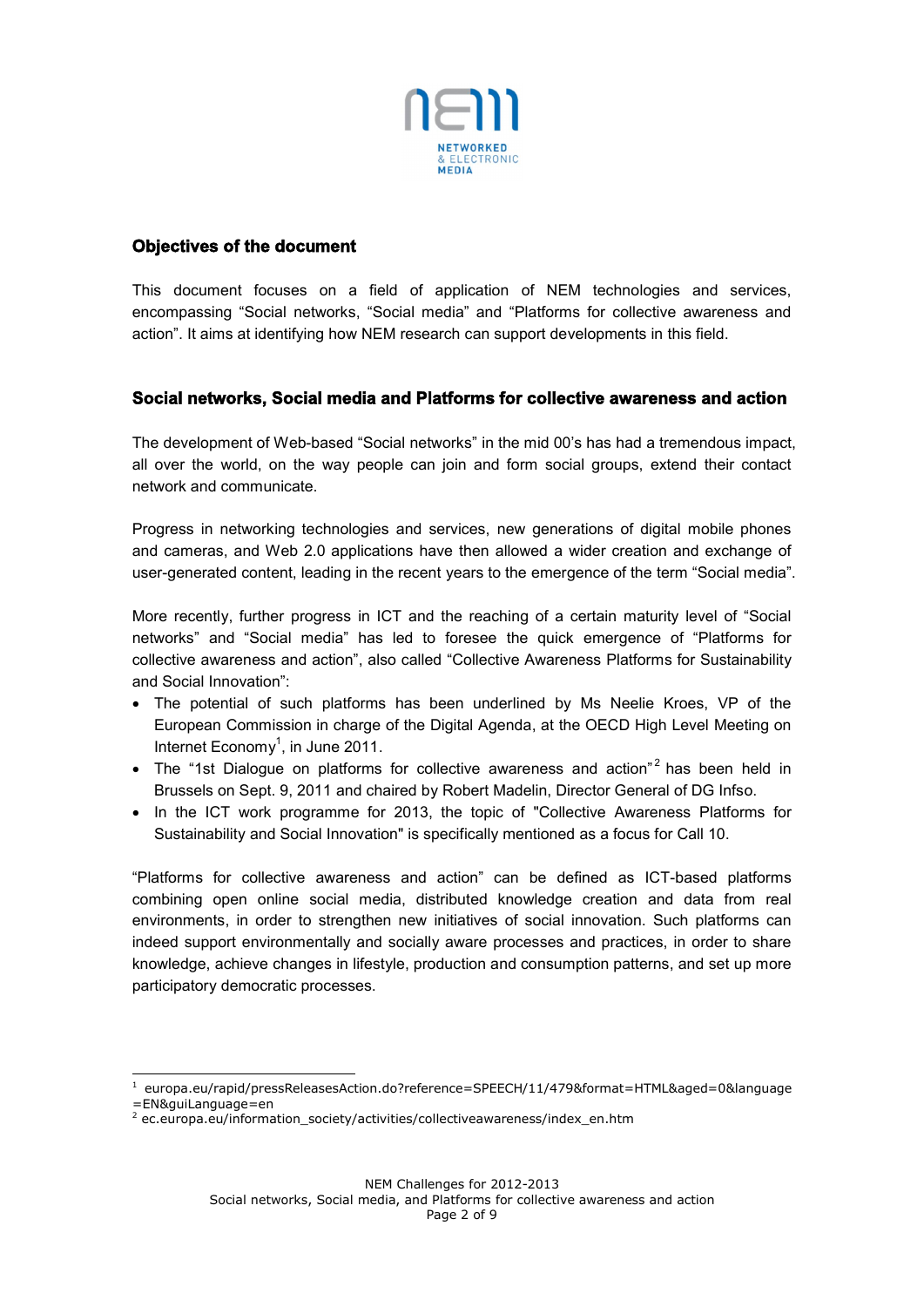## Objectives of the document

This document focuses on a field of application of NEM technologies and services, encompassing “Social networks, “Social media” and “Platforms for collective awareness and action”. It aims at identifying how NEM research can support developments in this field.

## Social networks, Social media and Platforms for collective awareness and action

The development of Web-based “Social networks” in the mid 00’s has had a tremendous impact, all over the world, on the way people can join and form social groups, extend their contact network and communicate.

Progress in networking technologies and services, new generations of digital mobile phones and cameras, and Web 2.0 applications have then allowed a wider creation and exchange of user-generated content, leading in the recent years to the emergence of the term “Social media”.

More recently, further progress in ICT and the reaching of a certain maturity level of “Social networks” and “Social media” has led to foresee the quick emergence of “Platforms for collective awareness and action”, also called “Collective Awareness Platforms for Sustainability and Social Innovation”:

- The potential of such platforms has been underlined by Ms Neelie Kroes, VP of the European Commission in charge of the Digital Agenda, at the OECD High Level Meeting on Internet Economy[1], in June 2011.
- The “1st Dialogue on platforms for collective awareness and action”[2] has been held in Brussels on Sept. 9, 2011 and chaired by Robert Madelin, Director General of DG Infso.
- In the ICT work programme for 2013, the topic of "Collective Awareness Platforms for Sustainability and Social Innovation" is specifically mentioned as a focus for Call 10.

“Platforms for collective awareness and action” can be defined as ICT-based platforms combining open online social media, distributed knowledge creation and data from real environments, in order to strengthen new initiatives of social innovation. Such platforms can indeed support environmentally and socially aware processes and practices, in order to share knowledge, achieve changes in lifestyle, production and consumption patterns, and set up more participatory democratic processes.

---

[1] europa.eu/rapid/pressReleasesAction.do?reference=SPEECH/11/479&format=HTML&aged=0&language=EN&guiLanguage=en

[2] ec.europa.eu/information_society/activities/collectiveawareness/index_en.htm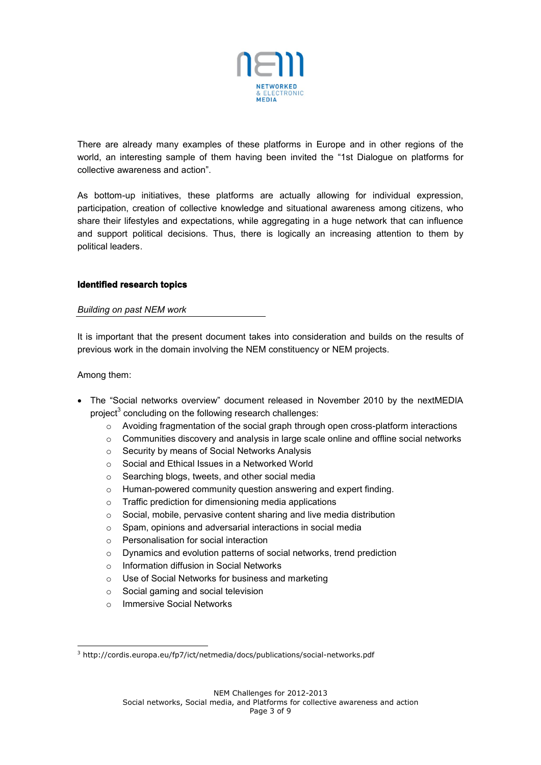There are already many examples of these platforms in Europe and in other regions of the world, an interesting sample of them having been invited the "1st Dialogue on platforms for collective awareness and action".

As bottom-up initiatives, these platforms are actually allowing for individual expression, participation, creation of collective knowledge and situational awareness among citizens, who share their lifestyles and expectations, while aggregating in a huge network that can influence and support political decisions. Thus, there is logically an increasing attention to them by political leaders.

## Identified research topics

*Building on past NEM work*

It is important that the present document takes into consideration and builds on the results of previous work in the domain involving the NEM constituency or NEM projects.

Among them:

- The "Social networks overview" document released in November 2010 by the nextMEDIA project[3] concluding on the following research challenges:
  - Avoiding fragmentation of the social graph through open cross-platform interactions
  - Communities discovery and analysis in large scale online and offline social networks
  - Security by means of Social Networks Analysis
  - Social and Ethical Issues in a Networked World
  - Searching blogs, tweets, and other social media
  - Human-powered community question answering and expert finding.
  - Traffic prediction for dimensioning media applications
  - Social, mobile, pervasive content sharing and live media distribution
  - Spam, opinions and adversarial interactions in social media
  - Personalisation for social interaction
  - Dynamics and evolution patterns of social networks, trend prediction
  - Information diffusion in Social Networks
  - Use of Social Networks for business and marketing
  - Social gaming and social television
  - Immersive Social Networks

[3] http://cordis.europa.eu/fp7/ict/netmedia/docs/publications/social-networks.pdf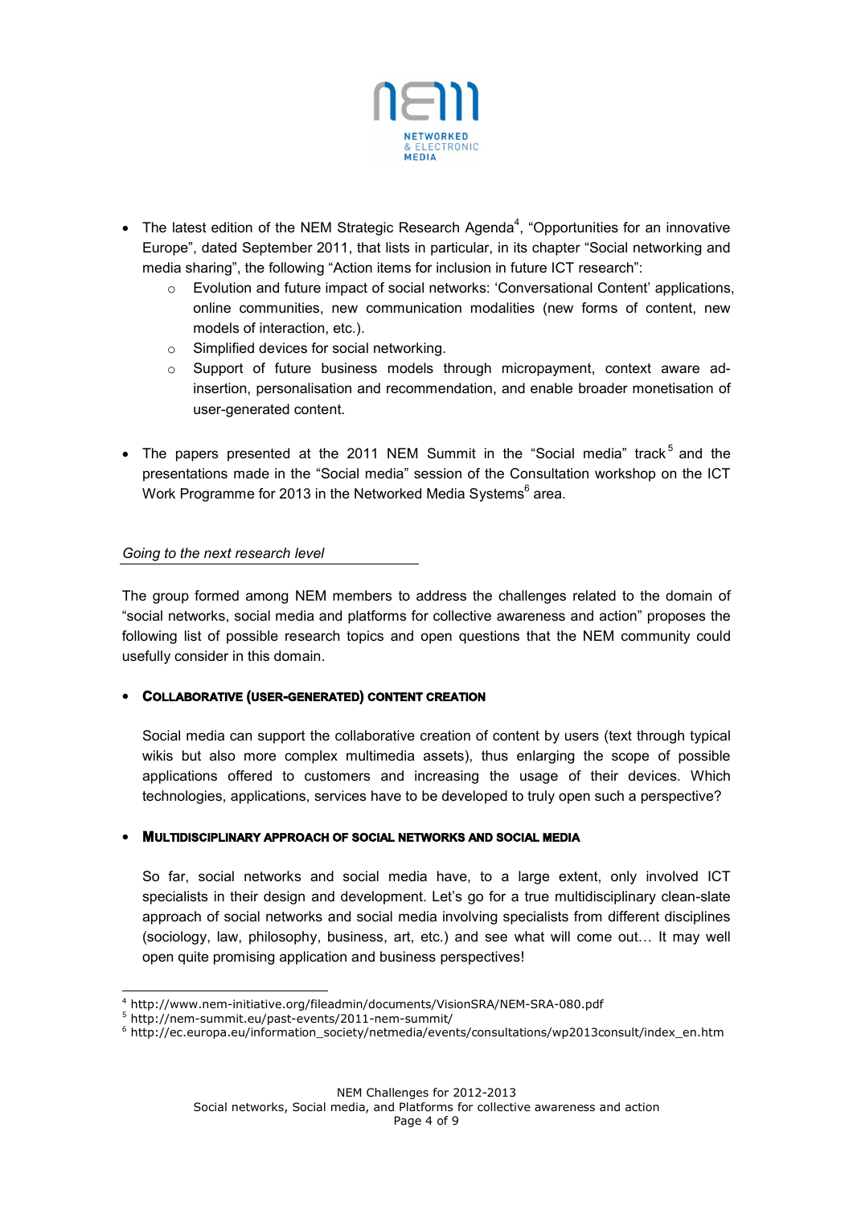- The latest edition of the NEM Strategic Research Agenda[4], "Opportunities for an innovative Europe", dated September 2011, that lists in particular, in its chapter "Social networking and media sharing", the following "Action items for inclusion in future ICT research":
    - Evolution and future impact of social networks: 'Conversational Content' applications, online communities, new communication modalities (new forms of content, new models of interaction, etc.).
    - Simplified devices for social networking.
    - Support of future business models through micropayment, context aware ad-insertion, personalisation and recommendation, and enable broader monetisation of user-generated content.

- The papers presented at the 2011 NEM Summit in the "Social media" track[5] and the presentations made in the "Social media" session of the Consultation workshop on the ICT Work Programme for 2013 in the Networked Media Systems[6] area.

*Going to the next research level*

The group formed among NEM members to address the challenges related to the domain of "social networks, social media and platforms for collective awareness and action" proposes the following list of possible research topics and open questions that the NEM community could usefully consider in this domain.

- **COLLABORATIVE (USER-GENERATED) CONTENT CREATION**

  Social media can support the collaborative creation of content by users (text through typical wikis but also more complex multimedia assets), thus enlarging the scope of possible applications offered to customers and increasing the usage of their devices. Which technologies, applications, services have to be developed to truly open such a perspective?

- **MULTIDISCIPLINARY APPROACH OF SOCIAL NETWORKS AND SOCIAL MEDIA**

  So far, social networks and social media have, to a large extent, only involved ICT specialists in their design and development. Let's go for a true multidisciplinary clean-slate approach of social networks and social media involving specialists from different disciplines (sociology, law, philosophy, business, art, etc.) and see what will come out… It may well open quite promising application and business perspectives!

---

[4] http://www.nem-initiative.org/fileadmin/documents/VisionSRA/NEM-SRA-080.pdf
[5] http://nem-summit.eu/past-events/2011-nem-summit/
[6] http://ec.europa.eu/information_society/netmedia/events/consultations/wp2013consult/index_en.htm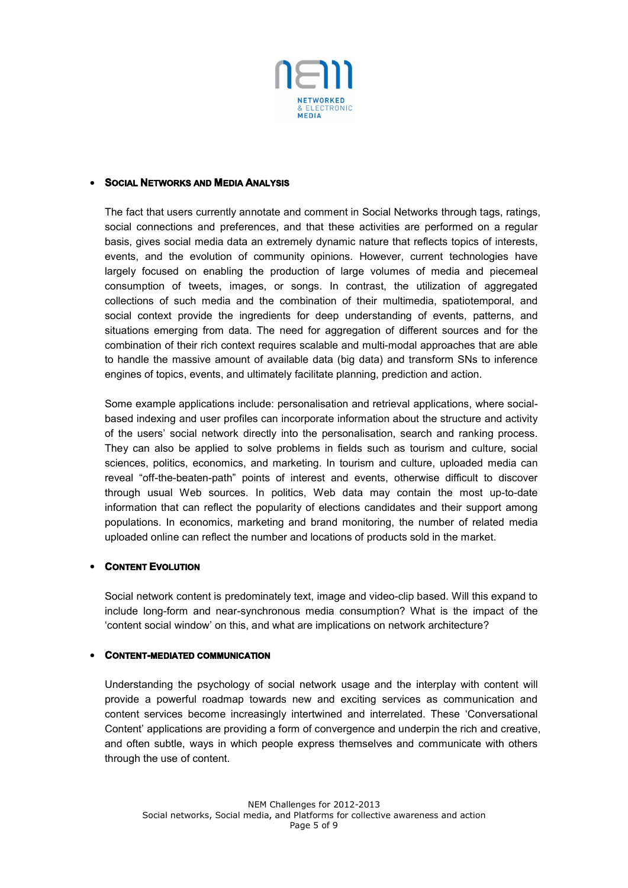- **Social Networks and Media Analysis**

  The fact that users currently annotate and comment in Social Networks through tags, ratings, social connections and preferences, and that these activities are performed on a regular basis, gives social media data an extremely dynamic nature that reflects topics of interests, events, and the evolution of community opinions. However, current technologies have largely focused on enabling the production of large volumes of media and piecemeal consumption of tweets, images, or songs. In contrast, the utilization of aggregated collections of such media and the combination of their multimedia, spatiotemporal, and social context provide the ingredients for deep understanding of events, patterns, and situations emerging from data. The need for aggregation of different sources and for the combination of their rich context requires scalable and multi-modal approaches that are able to handle the massive amount of available data (big data) and transform SNs to inference engines of topics, events, and ultimately facilitate planning, prediction and action.

  Some example applications include: personalisation and retrieval applications, where social-based indexing and user profiles can incorporate information about the structure and activity of the users' social network directly into the personalisation, search and ranking process. They can also be applied to solve problems in fields such as tourism and culture, social sciences, politics, economics, and marketing. In tourism and culture, uploaded media can reveal "off-the-beaten-path" points of interest and events, otherwise difficult to discover through usual Web sources. In politics, Web data may contain the most up-to-date information that can reflect the popularity of elections candidates and their support among populations. In economics, marketing and brand monitoring, the number of related media uploaded online can reflect the number and locations of products sold in the market.

- **Content Evolution**

  Social network content is predominately text, image and video-clip based. Will this expand to include long-form and near-synchronous media consumption? What is the impact of the 'content social window' on this, and what are implications on network architecture?

- **Content-mediated communication**

  Understanding the psychology of social network usage and the interplay with content will provide a powerful roadmap towards new and exciting services as communication and content services become increasingly intertwined and interrelated. These 'Conversational Content' applications are providing a form of convergence and underpin the rich and creative, and often subtle, ways in which people express themselves and communicate with others through the use of content.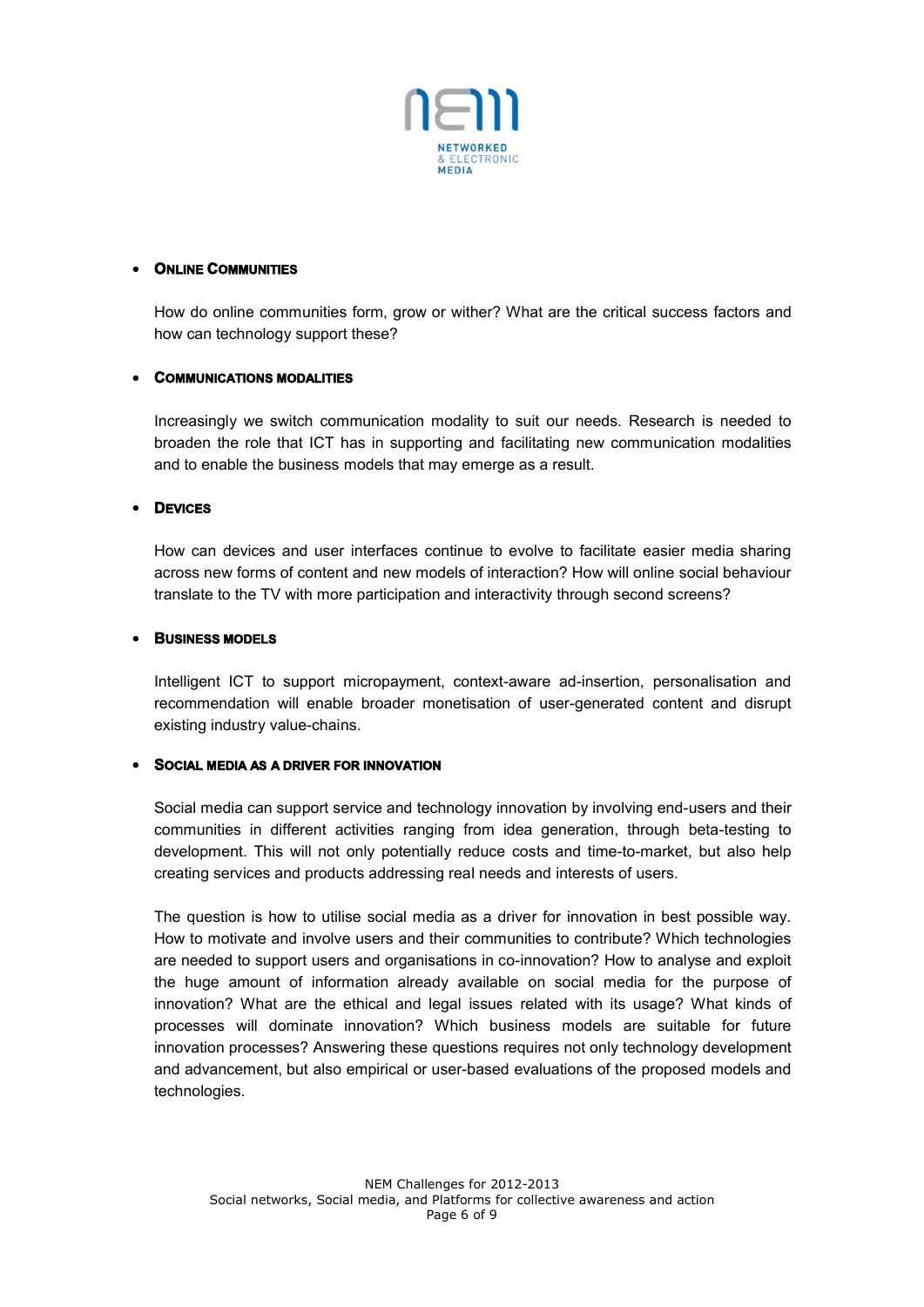- **ONLINE COMMUNITIES**

  How do online communities form, grow or wither? What are the critical success factors and how can technology support these?

- **COMMUNICATIONS MODALITIES**

  Increasingly we switch communication modality to suit our needs. Research is needed to broaden the role that ICT has in supporting and facilitating new communication modalities and to enable the business models that may emerge as a result.

- **DEVICES**

  How can devices and user interfaces continue to evolve to facilitate easier media sharing across new forms of content and new models of interaction? How will online social behaviour translate to the TV with more participation and interactivity through second screens?

- **BUSINESS MODELS**

  Intelligent ICT to support micropayment, context-aware ad-insertion, personalisation and recommendation will enable broader monetisation of user-generated content and disrupt existing industry value-chains.

- **SOCIAL MEDIA AS A DRIVER FOR INNOVATION**

  Social media can support service and technology innovation by involving end-users and their communities in different activities ranging from idea generation, through beta-testing to development. This will not only potentially reduce costs and time-to-market, but also help creating services and products addressing real needs and interests of users.

  The question is how to utilise social media as a driver for innovation in best possible way. How to motivate and involve users and their communities to contribute? Which technologies are needed to support users and organisations in co-innovation? How to analyse and exploit the huge amount of information already available on social media for the purpose of innovation? What are the ethical and legal issues related with its usage? What kinds of processes will dominate innovation? Which business models are suitable for future innovation processes? Answering these questions requires not only technology development and advancement, but also empirical or user-based evaluations of the proposed models and technologies.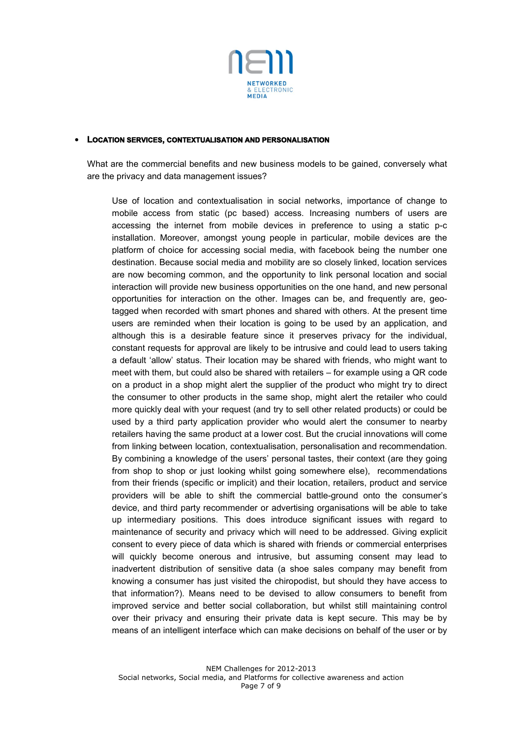- **LOCATION SERVICES, CONTEXTUALISATION AND PERSONALISATION**

  What are the commercial benefits and new business models to be gained, conversely what are the privacy and data management issues?

  > Use of location and contextualisation in social networks, importance of change to mobile access from static (pc based) access. Increasing numbers of users are accessing the internet from mobile devices in preference to using a static p-c installation. Moreover, amongst young people in particular, mobile devices are the platform of choice for accessing social media, with facebook being the number one destination. Because social media and mobility are so closely linked, location services are now becoming common, and the opportunity to link personal location and social interaction will provide new business opportunities on the one hand, and new personal opportunities for interaction on the other. Images can be, and frequently are, geo-tagged when recorded with smart phones and shared with others. At the present time users are reminded when their location is going to be used by an application, and although this is a desirable feature since it preserves privacy for the individual, constant requests for approval are likely to be intrusive and could lead to users taking a default 'allow' status. Their location may be shared with friends, who might want to meet with them, but could also be shared with retailers – for example using a QR code on a product in a shop might alert the supplier of the product who might try to direct the consumer to other products in the same shop, might alert the retailer who could more quickly deal with your request (and try to sell other related products) or could be used by a third party application provider who would alert the consumer to nearby retailers having the same product at a lower cost. But the crucial innovations will come from linking between location, contextualisation, personalisation and recommendation. By combining a knowledge of the users' personal tastes, their context (are they going from shop to shop or just looking whilst going somewhere else), recommendations from their friends (specific or implicit) and their location, retailers, product and service providers will be able to shift the commercial battle-ground onto the consumer's device, and third party recommender or advertising organisations will be able to take up intermediary positions. This does introduce significant issues with regard to maintenance of security and privacy which will need to be addressed. Giving explicit consent to every piece of data which is shared with friends or commercial enterprises will quickly become onerous and intrusive, but assuming consent may lead to inadvertent distribution of sensitive data (a shoe sales company may benefit from knowing a consumer has just visited the chiropodist, but should they have access to that information?). Means need to be devised to allow consumers to benefit from improved service and better social collaboration, but whilst still maintaining control over their privacy and ensuring their private data is kept secure. This may be by means of an intelligent interface which can make decisions on behalf of the user or by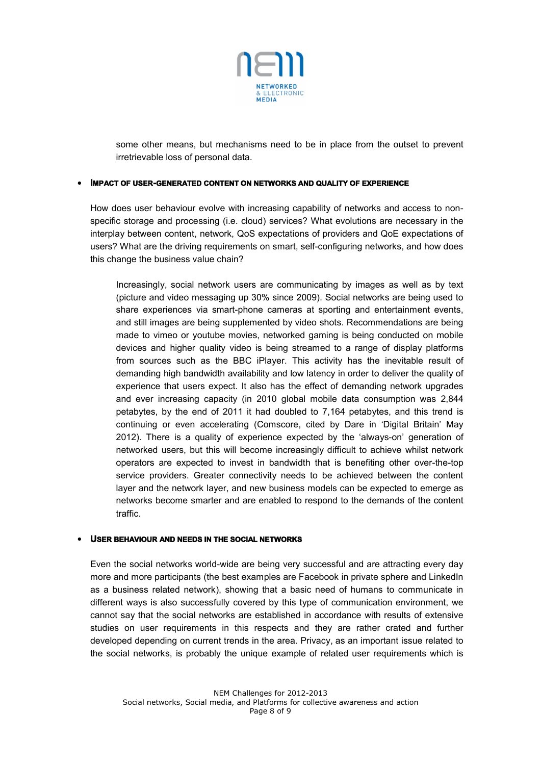some other means, but mechanisms need to be in place from the outset to prevent irretrievable loss of personal data.

- **IMPACT OF USER-GENERATED CONTENT ON NETWORKS AND QUALITY OF EXPERIENCE**

How does user behaviour evolve with increasing capability of networks and access to non-specific storage and processing (i.e. cloud) services? What evolutions are necessary in the interplay between content, network, QoS expectations of providers and QoE expectations of users? What are the driving requirements on smart, self-configuring networks, and how does this change the business value chain?

Increasingly, social network users are communicating by images as well as by text (picture and video messaging up 30% since 2009). Social networks are being used to share experiences via smart-phone cameras at sporting and entertainment events, and still images are being supplemented by video shots. Recommendations are being made to vimeo or youtube movies, networked gaming is being conducted on mobile devices and higher quality video is being streamed to a range of display platforms from sources such as the BBC iPlayer. This activity has the inevitable result of demanding high bandwidth availability and low latency in order to deliver the quality of experience that users expect. It also has the effect of demanding network upgrades and ever increasing capacity (in 2010 global mobile data consumption was 2,844 petabytes, by the end of 2011 it had doubled to 7,164 petabytes, and this trend is continuing or even accelerating (Comscore, cited by Dare in 'Digital Britain' May 2012). There is a quality of experience expected by the 'always-on' generation of networked users, but this will become increasingly difficult to achieve whilst network operators are expected to invest in bandwidth that is benefiting other over-the-top service providers. Greater connectivity needs to be achieved between the content layer and the network layer, and new business models can be expected to emerge as networks become smarter and are enabled to respond to the demands of the content traffic.

- **USER BEHAVIOUR AND NEEDS IN THE SOCIAL NETWORKS**

Even the social networks world-wide are being very successful and are attracting every day more and more participants (the best examples are Facebook in private sphere and LinkedIn as a business related network), showing that a basic need of humans to communicate in different ways is also successfully covered by this type of communication environment, we cannot say that the social networks are established in accordance with results of extensive studies on user requirements in this respects and they are rather crated and further developed depending on current trends in the area. Privacy, as an important issue related to the social networks, is probably the unique example of related user requirements which is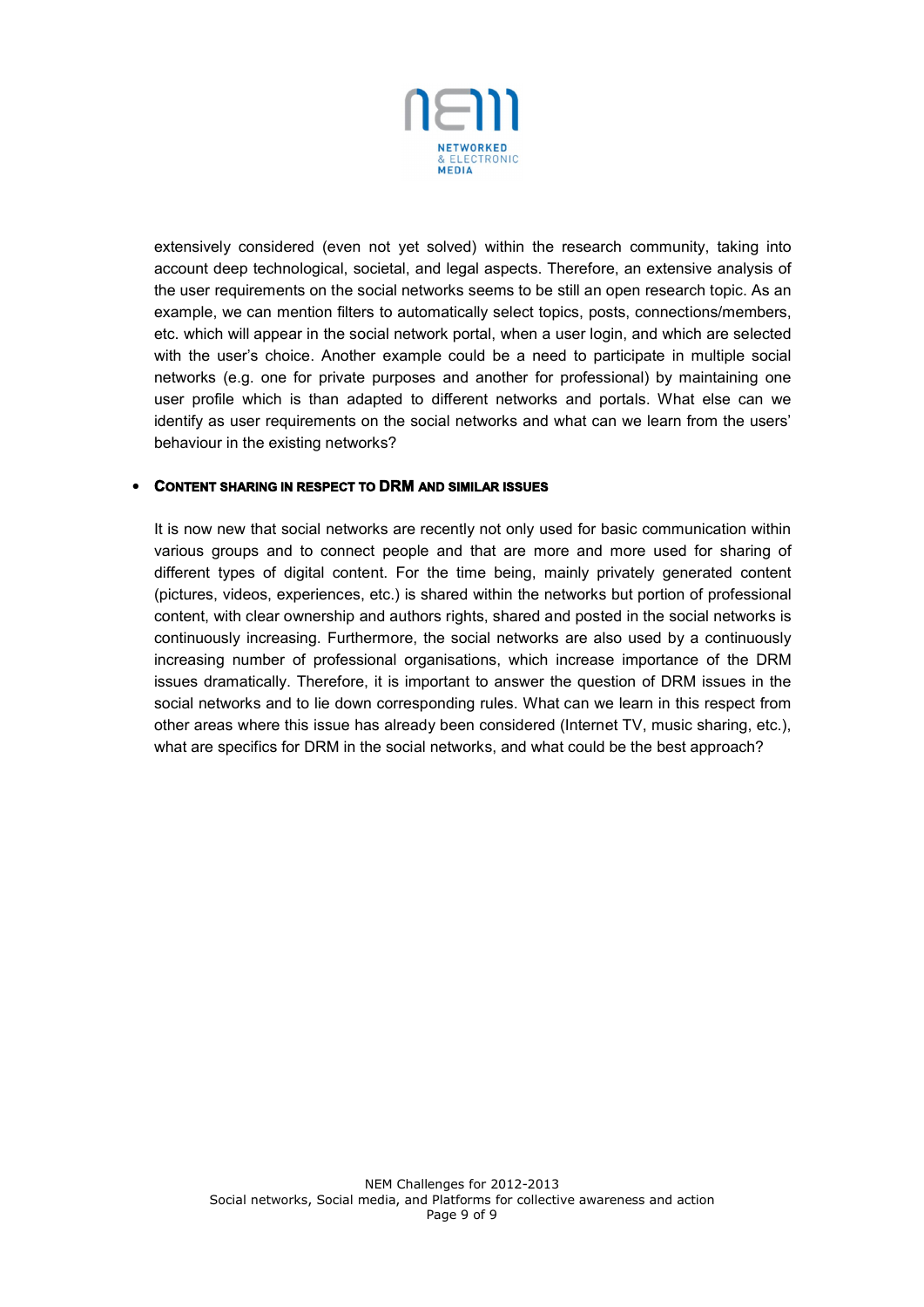extensively considered (even not yet solved) within the research community, taking into account deep technological, societal, and legal aspects. Therefore, an extensive analysis of the user requirements on the social networks seems to be still an open research topic. As an example, we can mention filters to automatically select topics, posts, connections/members, etc. which will appear in the social network portal, when a user login, and which are selected with the user's choice. Another example could be a need to participate in multiple social networks (e.g. one for private purposes and another for professional) by maintaining one user profile which is than adapted to different networks and portals. What else can we identify as user requirements on the social networks and what can we learn from the users' behaviour in the existing networks?

- **CONTENT SHARING IN RESPECT TO DRM AND SIMILAR ISSUES**

  It is now new that social networks are recently not only used for basic communication within various groups and to connect people and that are more and more used for sharing of different types of digital content. For the time being, mainly privately generated content (pictures, videos, experiences, etc.) is shared within the networks but portion of professional content, with clear ownership and authors rights, shared and posted in the social networks is continuously increasing. Furthermore, the social networks are also used by a continuously increasing number of professional organisations, which increase importance of the DRM issues dramatically. Therefore, it is important to answer the question of DRM issues in the social networks and to lie down corresponding rules. What can we learn in this respect from other areas where this issue has already been considered (Internet TV, music sharing, etc.), what are specifics for DRM in the social networks, and what could be the best approach?